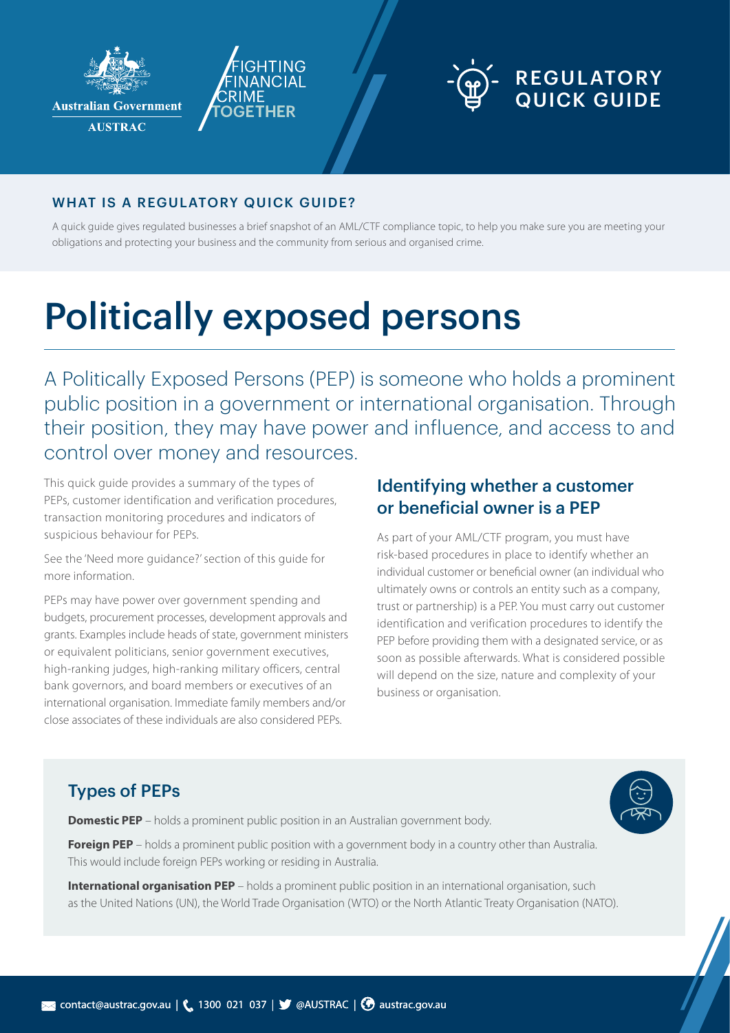Australian Government

AUSTRAC

FIGHTING FINANCIAL CRIME TOGETHER

REGULATORY QUICK GUIDE

## WHAT IS A REGULATORY QUICK GUIDE?

A quick guide gives regulated businesses a brief snapshot of an AML/CTF compliance topic, to help you make sure you are meeting your obligations and protecting your business and the community from serious and organised crime.

# Politically exposed persons

A Politically Exposed Persons (PEP) is someone who holds a prominent public position in a government or international organisation. Through their position, they may have power and influence, and access to and control over money and resources.

This quick guide provides a summary of the types of PEPs, customer identification and verification procedures, transaction monitoring procedures and indicators of suspicious behaviour for PEPs.

See the 'Need more guidance?' section of this guide for more information.

PEPs may have power over government spending and budgets, procurement processes, development approvals and grants. Examples include heads of state, government ministers or equivalent politicians, senior government executives, high-ranking judges, high-ranking military officers, central bank governors, and board members or executives of an international organisation. Immediate family members and/or close associates of these individuals are also considered PEPs.

## Identifying whether a customer or beneficial owner is a PEP

As part of your AML/CTF program, you must have risk-based procedures in place to identify whether an individual customer or beneficial owner (an individual who ultimately owns or controls an entity such as a company, trust or partnership) is a PEP. You must carry out customer identification and verification procedures to identify the PEP before providing them with a designated service, or as soon as possible afterwards. What is considered possible will depend on the size, nature and complexity of your business or organisation.

## Types of PEPs

**Domestic PEP** – holds a prominent public position in an Australian government body.

**Foreign PEP** – holds a prominent public position with a government body in a country other than Australia. This would include foreign PEPs working or residing in Australia.

**International organisation PEP** – holds a prominent public position in an international organisation, such as the United Nations (UN), the World Trade Organisation (WTO) or the North Atlantic Treaty Organisation (NATO).

contact@austrac.gov.au | 1300 021 037 | @AUSTRAC | austrac.gov.au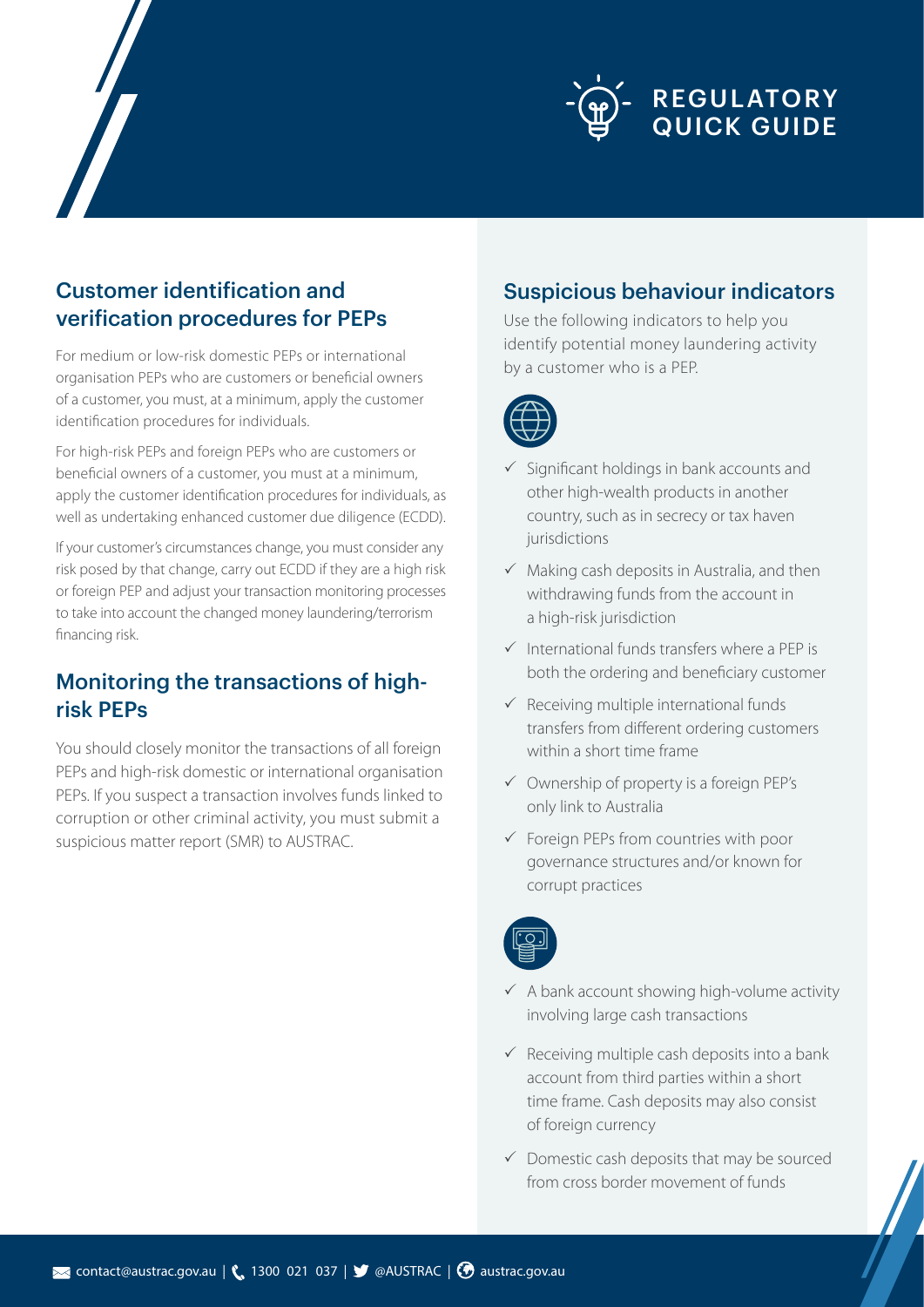## Customer identification and verification procedures for PEPs

For medium or low-risk domestic PEPs or international organisation PEPs who are customers or beneficial owners of a customer, you must, at a minimum, apply the customer identification procedures for individuals.

For high-risk PEPs and foreign PEPs who are customers or beneficial owners of a customer, you must at a minimum, apply the customer identification procedures for individuals, as well as undertaking enhanced customer due diligence (ECDD).

If your customer's circumstances change, you must consider any risk posed by that change, carry out ECDD if they are a high risk or foreign PEP and adjust your transaction monitoring processes to take into account the changed money laundering/terrorism financing risk.

## Monitoring the transactions of high-risk PEPs

You should closely monitor the transactions of all foreign PEPs and high-risk domestic or international organisation PEPs. If you suspect a transaction involves funds linked to corruption or other criminal activity, you must submit a suspicious matter report (SMR) to AUSTRAC.

## Suspicious behaviour indicators

Use the following indicators to help you identify potential money laundering activity by a customer who is a PEP.

- ✓ Significant holdings in bank accounts and other high-wealth products in another country, such as in secrecy or tax haven jurisdictions
- ✓ Making cash deposits in Australia, and then withdrawing funds from the account in a high-risk jurisdiction
- ✓ International funds transfers where a PEP is both the ordering and beneficiary customer
- ✓ Receiving multiple international funds transfers from different ordering customers within a short time frame
- ✓ Ownership of property is a foreign PEP's only link to Australia
- ✓ Foreign PEPs from countries with poor governance structures and/or known for corrupt practices

- ✓ A bank account showing high-volume activity involving large cash transactions
- ✓ Receiving multiple cash deposits into a bank account from third parties within a short time frame. Cash deposits may also consist of foreign currency
- ✓ Domestic cash deposits that may be sourced from cross border movement of funds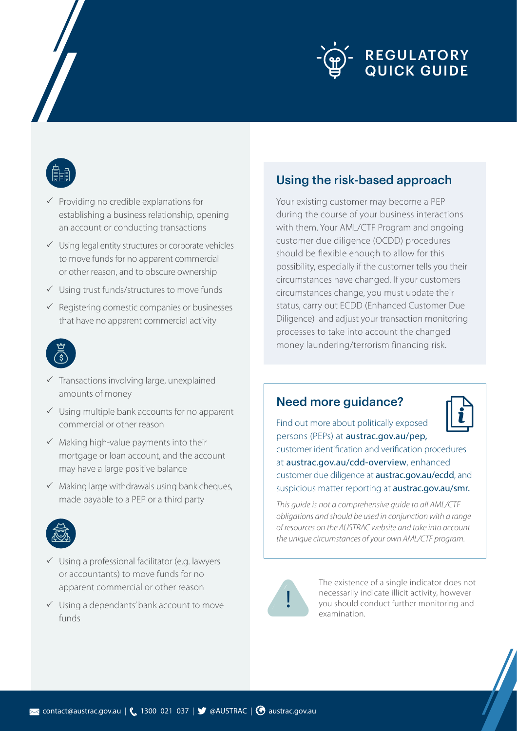# REGULATORY QUICK GUIDE

- ✓ Providing no credible explanations for establishing a business relationship, opening an account or conducting transactions
- ✓ Using legal entity structures or corporate vehicles to move funds for no apparent commercial or other reason, and to obscure ownership
- ✓ Using trust funds/structures to move funds
- ✓ Registering domestic companies or businesses that have no apparent commercial activity

- ✓ Transactions involving large, unexplained amounts of money
- ✓ Using multiple bank accounts for no apparent commercial or other reason
- ✓ Making high-value payments into their mortgage or loan account, and the account may have a large positive balance
- ✓ Making large withdrawals using bank cheques, made payable to a PEP or a third party

- ✓ Using a professional facilitator (e.g. lawyers or accountants) to move funds for no apparent commercial or other reason
- ✓ Using a dependants' bank account to move funds

## Using the risk-based approach

Your existing customer may become a PEP during the course of your business interactions with them. Your AML/CTF Program and ongoing customer due diligence (OCDD) procedures should be flexible enough to allow for this possibility, especially if the customer tells you their circumstances have changed. If your customers circumstances change, you must update their status, carry out ECDD (Enhanced Customer Due Diligence) and adjust your transaction monitoring processes to take into account the changed money laundering/terrorism financing risk.

## Need more guidance?

Find out more about politically exposed persons (PEPs) at **austrac.gov.au/pep,** customer identification and verification procedures at **austrac.gov.au/cdd-overview**, enhanced customer due diligence at **austrac.gov.au/ecdd**, and suspicious matter reporting at **austrac.gov.au/smr.**

*This guide is not a comprehensive guide to all AML/CTF obligations and should be used in conjunction with a range of resources on the AUSTRAC website and take into account the unique circumstances of your own AML/CTF program.*

The existence of a single indicator does not necessarily indicate illicit activity, however you should conduct further monitoring and examination.

contact@austrac.gov.au | 1300 021 037 | @AUSTRAC | austrac.gov.au